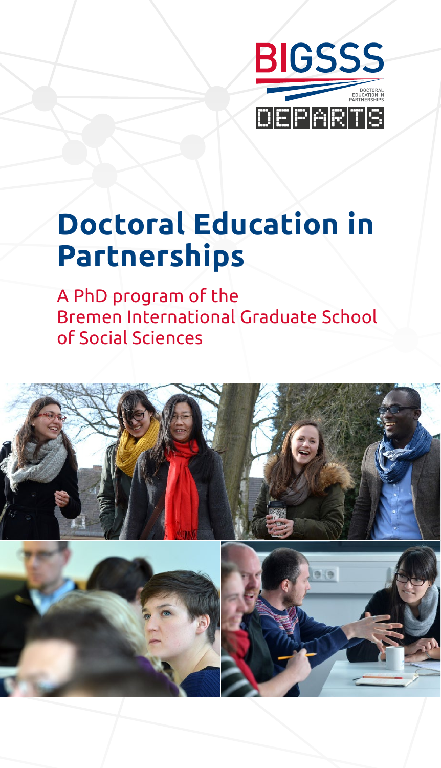BIGSSS

DOCTORAL EDUCATION IN PARTNERSHIPS

DEPARTS

# Doctoral Education in Partnerships

A PhD program of the Bremen International Graduate School of Social Sciences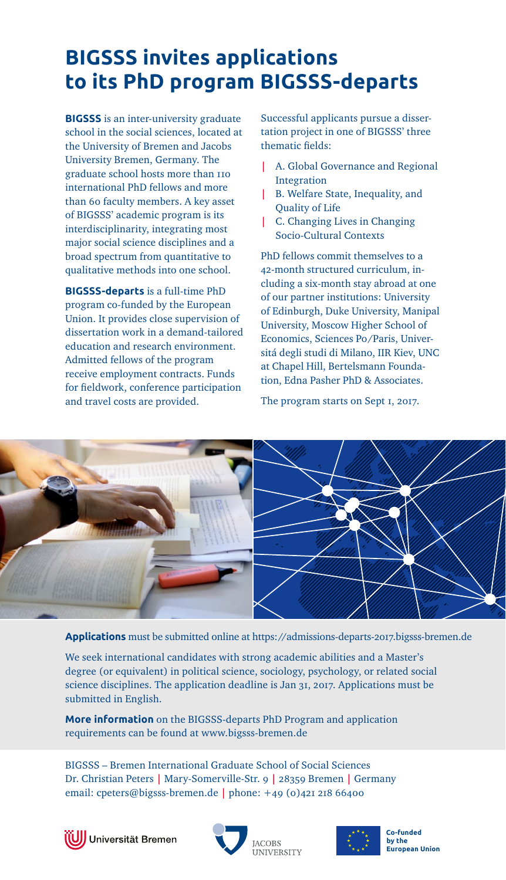# BIGSSS invites applications to its PhD program BIGSSS-departs

**BIGSSS** is an inter-university graduate school in the social sciences, located at the University of Bremen and Jacobs University Bremen, Germany. The graduate school hosts more than 110 international PhD fellows and more than 60 faculty members. A key asset of BIGSSS' academic program is its interdisciplinarity, integrating most major social science disciplines and a broad spectrum from quantitative to qualitative methods into one school.

**BIGSSS-departs** is a full-time PhD program co-funded by the European Union. It provides close supervision of dissertation work in a demand-tailored education and research environment. Admitted fellows of the program receive employment contracts. Funds for fieldwork, conference participation and travel costs are provided.

Successful applicants pursue a dissertation project in one of BIGSSS' three thematic fields:

- A. Global Governance and Regional Integration
- B. Welfare State, Inequality, and Quality of Life
- C. Changing Lives in Changing Socio-Cultural Contexts

PhD fellows commit themselves to a 42-month structured curriculum, including a six-month stay abroad at one of our partner institutions: University of Edinburgh, Duke University, Manipal University, Moscow Higher School of Economics, Sciences Po/Paris, Universitá degli studi di Milano, IIR Kiev, UNC at Chapel Hill, Bertelsmann Foundation, Edna Pasher PhD & Associates.

The program starts on Sept 1, 2017.

**Applications** must be submitted online at https://admissions-departs-2017.bigsss-bremen.de

We seek international candidates with strong academic abilities and a Master's degree (or equivalent) in political science, sociology, psychology, or related social science disciplines. The application deadline is Jan 31, 2017. Applications must be submitted in English.

**More information** on the BIGSSS-departs PhD Program and application requirements can be found at www.bigsss-bremen.de

BIGSSS – Bremen International Graduate School of Social Sciences
Dr. Christian Peters | Mary-Somerville-Str. 9 | 28359 Bremen | Germany
email: cpeters@bigsss-bremen.de | phone: +49 (0)421 218 66400

Universität Bremen

Jacobs University

Co-funded by the European Union